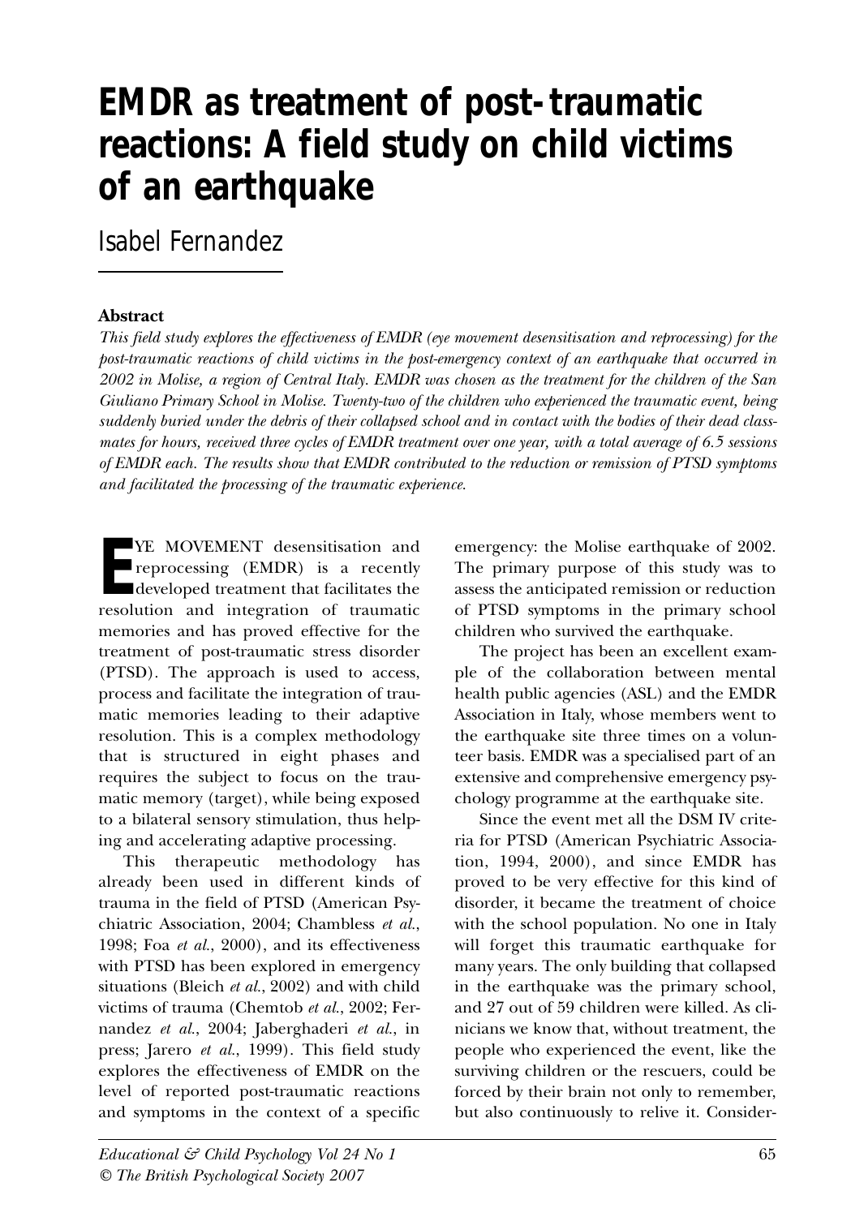# EMDR as treatment of post-traumatic reactions: A field study on child victims of an earthquake

Isabel Fernandez

## Abstract

*This field study explores the effectiveness of EMDR (eye movement desensitisation and reprocessing) for the post-traumatic reactions of child victims in the post-emergency context of an earthquake that occurred in 2002 in Molise, a region of Central Italy. EMDR was chosen as the treatment for the children of the San Giuliano Primary School in Molise. Twenty-two of the children who experienced the traumatic event, being suddenly buried under the debris of their collapsed school and in contact with the bodies of their dead classmates for hours, received three cycles of EMDR treatment over one year, with a total average of 6.5 sessions of EMDR each. The results show that EMDR contributed to the reduction or remission of PTSD symptoms and facilitated the processing of the traumatic experience.*

EYE MOVEMENT desensitisation and reprocessing (EMDR) is a recently developed treatment that facilitates the resolution and integration of traumatic memories and has proved effective for the treatment of post-traumatic stress disorder (PTSD). The approach is used to access, process and facilitate the integration of traumatic memories leading to their adaptive resolution. This is a complex methodology that is structured in eight phases and requires the subject to focus on the traumatic memory (target), while being exposed to a bilateral sensory stimulation, thus helping and accelerating adaptive processing.

This therapeutic methodology has already been used in different kinds of trauma in the field of PTSD (American Psychiatric Association, 2004; Chambless *et al.*, 1998; Foa *et al.*, 2000), and its effectiveness with PTSD has been explored in emergency situations (Bleich *et al.*, 2002) and with child victims of trauma (Chemtob *et al.*, 2002; Fernandez *et al.*, 2004; Jaberghaderi *et al.*, in press; Jarero *et al.*, 1999). This field study explores the effectiveness of EMDR on the level of reported post-traumatic reactions and symptoms in the context of a specific emergency: the Molise earthquake of 2002. The primary purpose of this study was to assess the anticipated remission or reduction of PTSD symptoms in the primary school children who survived the earthquake.

The project has been an excellent example of the collaboration between mental health public agencies (ASL) and the EMDR Association in Italy, whose members went to the earthquake site three times on a volunteer basis. EMDR was a specialised part of an extensive and comprehensive emergency psychology programme at the earthquake site.

Since the event met all the DSM IV criteria for PTSD (American Psychiatric Association, 1994, 2000), and since EMDR has proved to be very effective for this kind of disorder, it became the treatment of choice with the school population. No one in Italy will forget this traumatic earthquake for many years. The only building that collapsed in the earthquake was the primary school, and 27 out of 59 children were killed. As clinicians we know that, without treatment, the people who experienced the event, like the surviving children or the rescuers, could be forced by their brain not only to remember, but also continuously to relive it. Consider-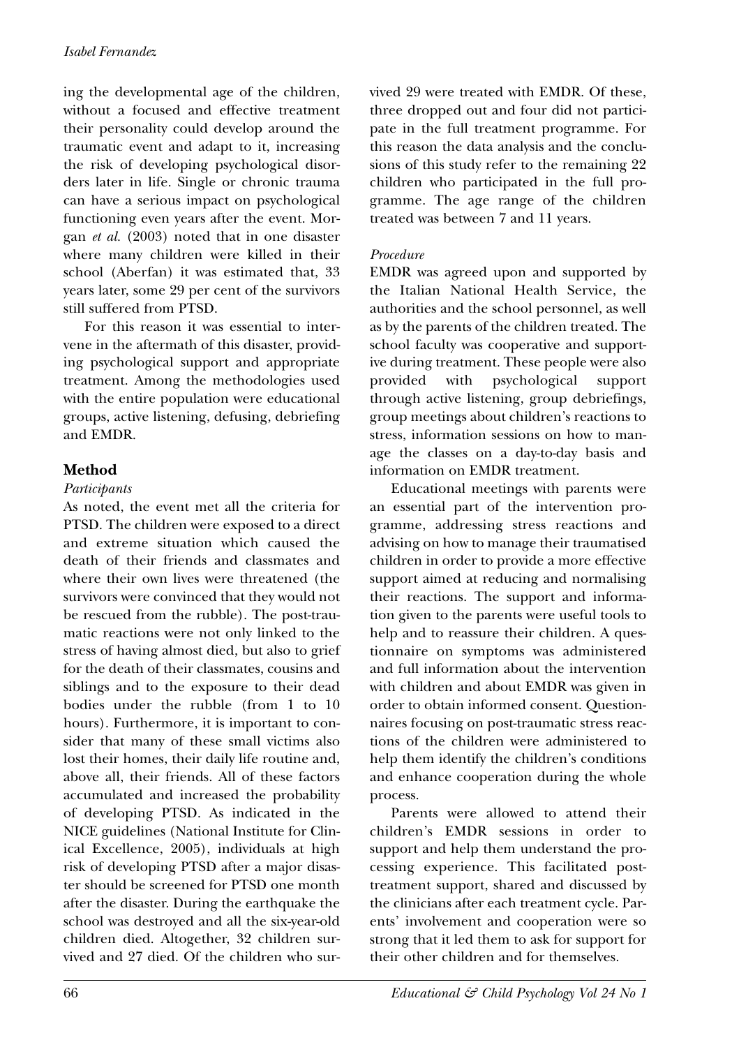ing the developmental age of the children, without a focused and effective treatment their personality could develop around the traumatic event and adapt to it, increasing the risk of developing psychological disorders later in life. Single or chronic trauma can have a serious impact on psychological functioning even years after the event. Morgan *et al.* (2003) noted that in one disaster where many children were killed in their school (Aberfan) it was estimated that, 33 years later, some 29 per cent of the survivors still suffered from PTSD.

For this reason it was essential to intervene in the aftermath of this disaster, providing psychological support and appropriate treatment. Among the methodologies used with the entire population were educational groups, active listening, defusing, debriefing and EMDR.

## Method

### *Participants*

As noted, the event met all the criteria for PTSD. The children were exposed to a direct and extreme situation which caused the death of their friends and classmates and where their own lives were threatened (the survivors were convinced that they would not be rescued from the rubble). The post-traumatic reactions were not only linked to the stress of having almost died, but also to grief for the death of their classmates, cousins and siblings and to the exposure to their dead bodies under the rubble (from 1 to 10 hours). Furthermore, it is important to consider that many of these small victims also lost their homes, their daily life routine and, above all, their friends. All of these factors accumulated and increased the probability of developing PTSD. As indicated in the NICE guidelines (National Institute for Clinical Excellence, 2005), individuals at high risk of developing PTSD after a major disaster should be screened for PTSD one month after the disaster. During the earthquake the school was destroyed and all the six-year-old children died. Altogether, 32 children survived and 27 died. Of the children who survived 29 were treated with EMDR. Of these, three dropped out and four did not participate in the full treatment programme. For this reason the data analysis and the conclusions of this study refer to the remaining 22 children who participated in the full programme. The age range of the children treated was between 7 and 11 years.

### *Procedure*

EMDR was agreed upon and supported by the Italian National Health Service, the authorities and the school personnel, as well as by the parents of the children treated. The school faculty was cooperative and supportive during treatment. These people were also provided with psychological support through active listening, group debriefings, group meetings about children's reactions to stress, information sessions on how to manage the classes on a day-to-day basis and information on EMDR treatment.

Educational meetings with parents were an essential part of the intervention programme, addressing stress reactions and advising on how to manage their traumatised children in order to provide a more effective support aimed at reducing and normalising their reactions. The support and information given to the parents were useful tools to help and to reassure their children. A questionnaire on symptoms was administered and full information about the intervention with children and about EMDR was given in order to obtain informed consent. Questionnaires focusing on post-traumatic stress reactions of the children were administered to help them identify the children's conditions and enhance cooperation during the whole process.

Parents were allowed to attend their children's EMDR sessions in order to support and help them understand the processing experience. This facilitated post-treatment support, shared and discussed by the clinicians after each treatment cycle. Parents' involvement and cooperation were so strong that it led them to ask for support for their other children and for themselves.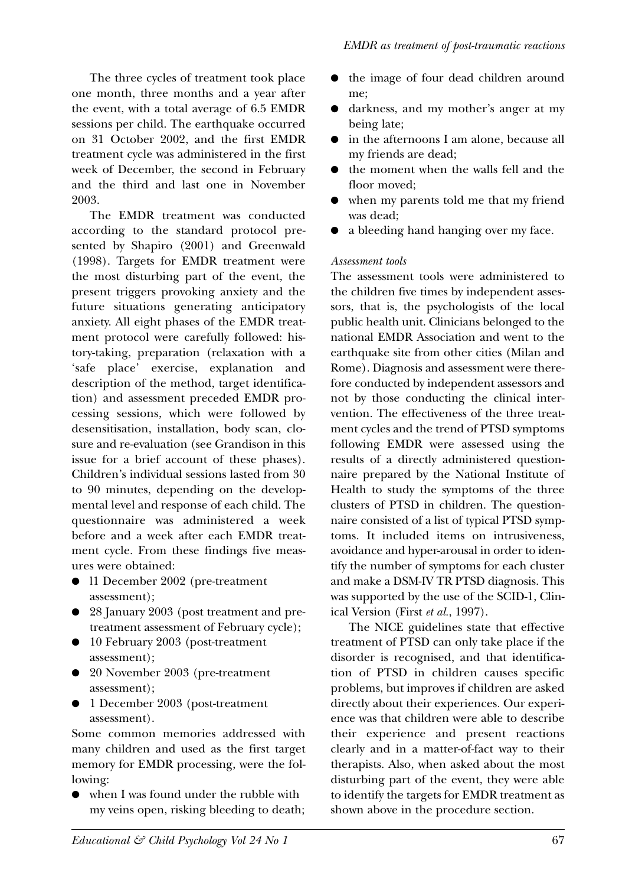The three cycles of treatment took place one month, three months and a year after the event, with a total average of 6.5 EMDR sessions per child. The earthquake occurred on 31 October 2002, and the first EMDR treatment cycle was administered in the first week of December, the second in February and the third and last one in November 2003.

The EMDR treatment was conducted according to the standard protocol presented by Shapiro (2001) and Greenwald (1998). Targets for EMDR treatment were the most disturbing part of the event, the present triggers provoking anxiety and the future situations generating anticipatory anxiety. All eight phases of the EMDR treatment protocol were carefully followed: history-taking, preparation (relaxation with a 'safe place' exercise, explanation and description of the method, target identification) and assessment preceded EMDR processing sessions, which were followed by desensitisation, installation, body scan, closure and re-evaluation (see Grandison in this issue for a brief account of these phases). Children's individual sessions lasted from 30 to 90 minutes, depending on the developmental level and response of each child. The questionnaire was administered a week before and a week after each EMDR treatment cycle. From these findings five measures were obtained:

- 11 December 2002 (pre-treatment assessment);
- 28 January 2003 (post treatment and pre-treatment assessment of February cycle);
- 10 February 2003 (post-treatment assessment);
- 20 November 2003 (pre-treatment assessment);
- 1 December 2003 (post-treatment assessment).

Some common memories addressed with many children and used as the first target memory for EMDR processing, were the following:

- when I was found under the rubble with my veins open, risking bleeding to death;
- the image of four dead children around me;
- darkness, and my mother's anger at my being late;
- in the afternoons I am alone, because all my friends are dead;
- the moment when the walls fell and the floor moved;
- when my parents told me that my friend was dead;
- a bleeding hand hanging over my face.

*Assessment tools*

The assessment tools were administered to the children five times by independent assessors, that is, the psychologists of the local public health unit. Clinicians belonged to the national EMDR Association and went to the earthquake site from other cities (Milan and Rome). Diagnosis and assessment were therefore conducted by independent assessors and not by those conducting the clinical intervention. The effectiveness of the three treatment cycles and the trend of PTSD symptoms following EMDR were assessed using the results of a directly administered questionnaire prepared by the National Institute of Health to study the symptoms of the three clusters of PTSD in children. The questionnaire consisted of a list of typical PTSD symptoms. It included items on intrusiveness, avoidance and hyper-arousal in order to identify the number of symptoms for each cluster and make a DSM-IV TR PTSD diagnosis. This was supported by the use of the SCID-1, Clinical Version (First *et al.*, 1997).

The NICE guidelines state that effective treatment of PTSD can only take place if the disorder is recognised, and that identification of PTSD in children causes specific problems, but improves if children are asked directly about their experiences. Our experience was that children were able to describe their experience and present reactions clearly and in a matter-of-fact way to their therapists. Also, when asked about the most disturbing part of the event, they were able to identify the targets for EMDR treatment as shown above in the procedure section.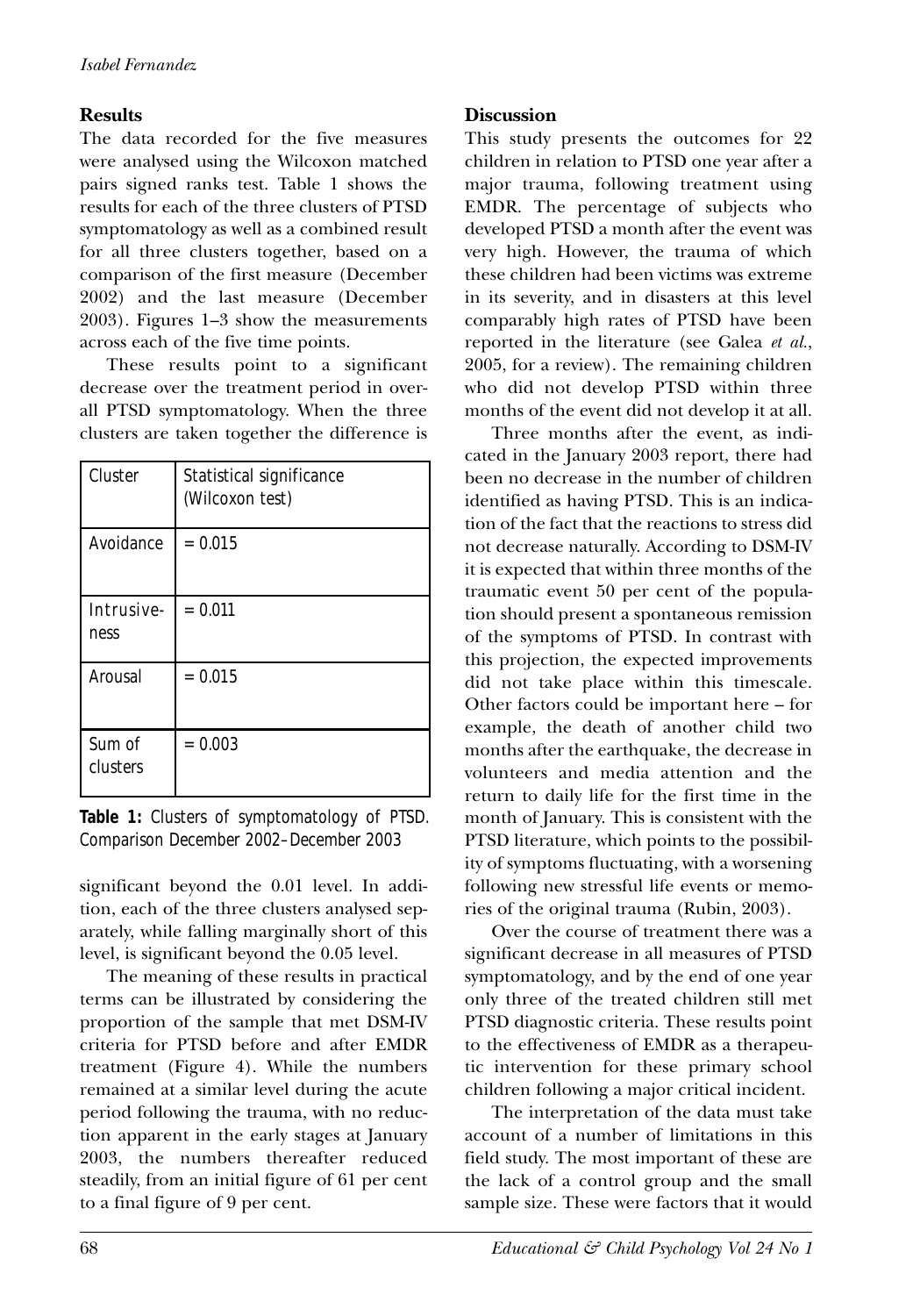## Results

The data recorded for the five measures were analysed using the Wilcoxon matched pairs signed ranks test. Table 1 shows the results for each of the three clusters of PTSD symptomatology as well as a combined result for all three clusters together, based on a comparison of the first measure (December 2002) and the last measure (December 2003). Figures 1–3 show the measurements across each of the five time points.

These results point to a significant decrease over the treatment period in overall PTSD symptomatology. When the three clusters are taken together the difference is significant beyond the 0.01 level. In addition, each of the three clusters analysed separately, while falling marginally short of this level, is significant beyond the 0.05 level.

| Cluster | Statistical significance (Wilcoxon test) |
|---|---|
| Avoidance | = 0.015 |
| Intrusiveness | = 0.011 |
| Arousal | = 0.015 |
| Sum of clusters | = 0.003 |

**Table 1:** Clusters of symptomatology of PTSD. Comparison December 2002–December 2003

The meaning of these results in practical terms can be illustrated by considering the proportion of the sample that met DSM-IV criteria for PTSD before and after EMDR treatment (Figure 4). While the numbers remained at a similar level during the acute period following the trauma, with no reduction apparent in the early stages at January 2003, the numbers thereafter reduced steadily, from an initial figure of 61 per cent to a final figure of 9 per cent.

## Discussion

This study presents the outcomes for 22 children in relation to PTSD one year after a major trauma, following treatment using EMDR. The percentage of subjects who developed PTSD a month after the event was very high. However, the trauma of which these children had been victims was extreme in its severity, and in disasters at this level comparably high rates of PTSD have been reported in the literature (see Galea *et al.*, 2005, for a review). The remaining children who did not develop PTSD within three months of the event did not develop it at all.

Three months after the event, as indicated in the January 2003 report, there had been no decrease in the number of children identified as having PTSD. This is an indication of the fact that the reactions to stress did not decrease naturally. According to DSM-IV it is expected that within three months of the traumatic event 50 per cent of the population should present a spontaneous remission of the symptoms of PTSD. In contrast with this projection, the expected improvements did not take place within this timescale. Other factors could be important here – for example, the death of another child two months after the earthquake, the decrease in volunteers and media attention and the return to daily life for the first time in the month of January. This is consistent with the PTSD literature, which points to the possibility of symptoms fluctuating, with a worsening following new stressful life events or memories of the original trauma (Rubin, 2003).

Over the course of treatment there was a significant decrease in all measures of PTSD symptomatology, and by the end of one year only three of the treated children still met PTSD diagnostic criteria. These results point to the effectiveness of EMDR as a therapeutic intervention for these primary school children following a major critical incident.

The interpretation of the data must take account of a number of limitations in this field study. The most important of these are the lack of a control group and the small sample size. These were factors that it would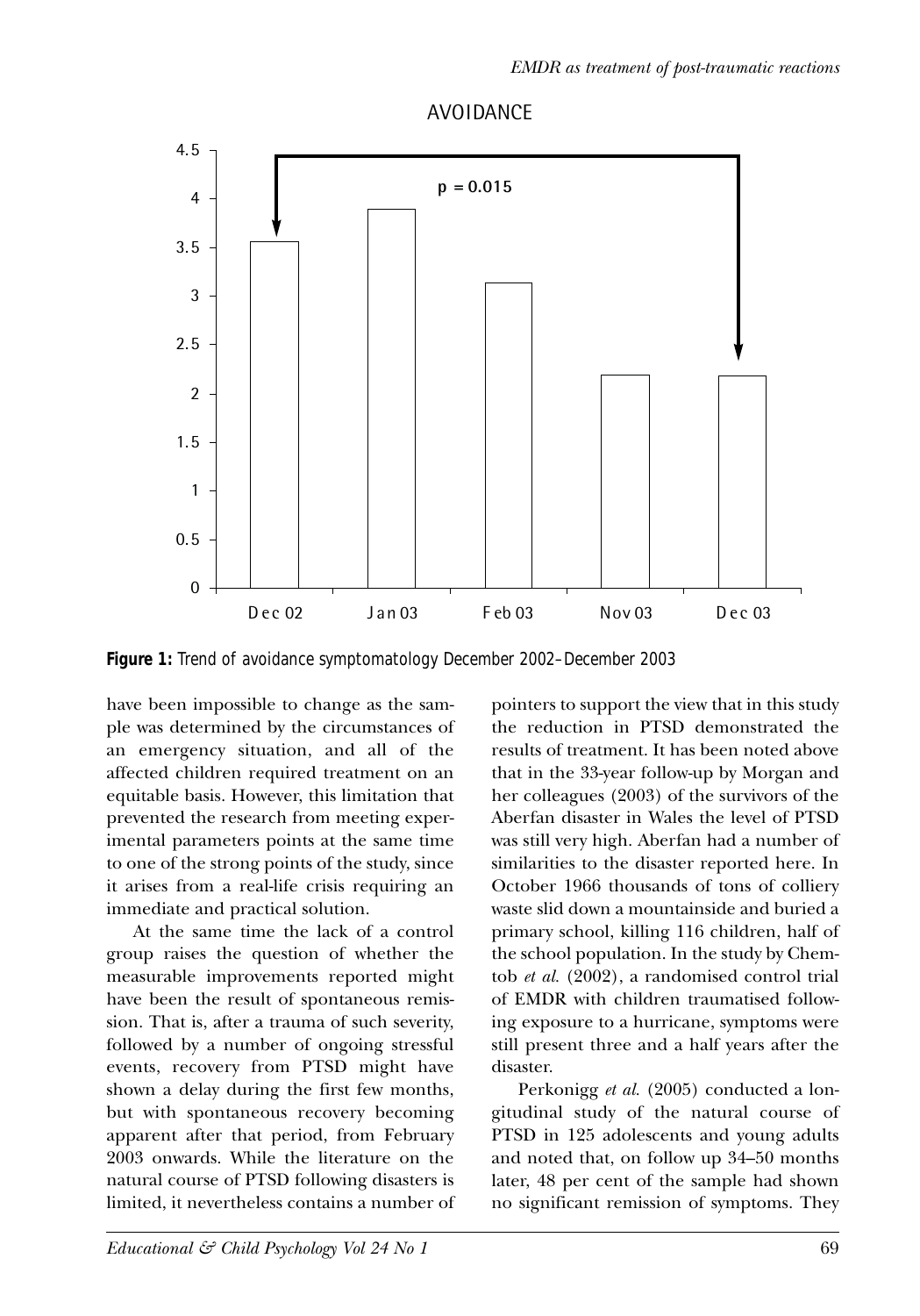**Figure 1:** *Trend of avoidance symptomatology December 2002–December 2003*

have been impossible to change as the sample was determined by the circumstances of an emergency situation, and all of the affected children required treatment on an equitable basis. However, this limitation that prevented the research from meeting experimental parameters points at the same time to one of the strong points of the study, since it arises from a real-life crisis requiring an immediate and practical solution.

At the same time the lack of a control group raises the question of whether the measurable improvements reported might have been the result of spontaneous remission. That is, after a trauma of such severity, followed by a number of ongoing stressful events, recovery from PTSD might have shown a delay during the first few months, but with spontaneous recovery becoming apparent after that period, from February 2003 onwards. While the literature on the natural course of PTSD following disasters is limited, it nevertheless contains a number of pointers to support the view that in this study the reduction in PTSD demonstrated the results of treatment. It has been noted above that in the 33-year follow-up by Morgan and her colleagues (2003) of the survivors of the Aberfan disaster in Wales the level of PTSD was still very high. Aberfan had a number of similarities to the disaster reported here. In October 1966 thousands of tons of colliery waste slid down a mountainside and buried a primary school, killing 116 children, half of the school population. In the study by Chemtob *et al.* (2002), a randomised control trial of EMDR with children traumatised following exposure to a hurricane, symptoms were still present three and a half years after the disaster.

Perkonigg *et al.* (2005) conducted a longitudinal study of the natural course of PTSD in 125 adolescents and young adults and noted that, on follow up 34–50 months later, 48 per cent of the sample had shown no significant remission of symptoms. They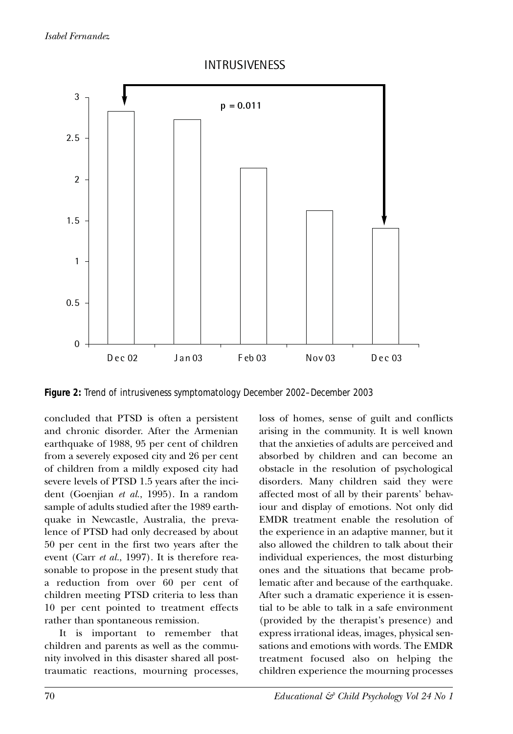**Figure 2:** Trend of intrusiveness symptomatology December 2002–December 2003

concluded that PTSD is often a persistent and chronic disorder. After the Armenian earthquake of 1988, 95 per cent of children from a severely exposed city and 26 per cent of children from a mildly exposed city had severe levels of PTSD 1.5 years after the incident (Goenjian *et al.*, 1995). In a random sample of adults studied after the 1989 earthquake in Newcastle, Australia, the prevalence of PTSD had only decreased by about 50 per cent in the first two years after the event (Carr *et al.*, 1997). It is therefore reasonable to propose in the present study that a reduction from over 60 per cent of children meeting PTSD criteria to less than 10 per cent pointed to treatment effects rather than spontaneous remission.

It is important to remember that children and parents as well as the community involved in this disaster shared all post-traumatic reactions, mourning processes, loss of homes, sense of guilt and conflicts arising in the community. It is well known that the anxieties of adults are perceived and absorbed by children and can become an obstacle in the resolution of psychological disorders. Many children said they were affected most of all by their parents' behaviour and display of emotions. Not only did EMDR treatment enable the resolution of the experience in an adaptive manner, but it also allowed the children to talk about their individual experiences, the most disturbing ones and the situations that became problematic after and because of the earthquake. After such a dramatic experience it is essential to be able to talk in a safe environment (provided by the therapist's presence) and express irrational ideas, images, physical sensations and emotions with words. The EMDR treatment focused also on helping the children experience the mourning processes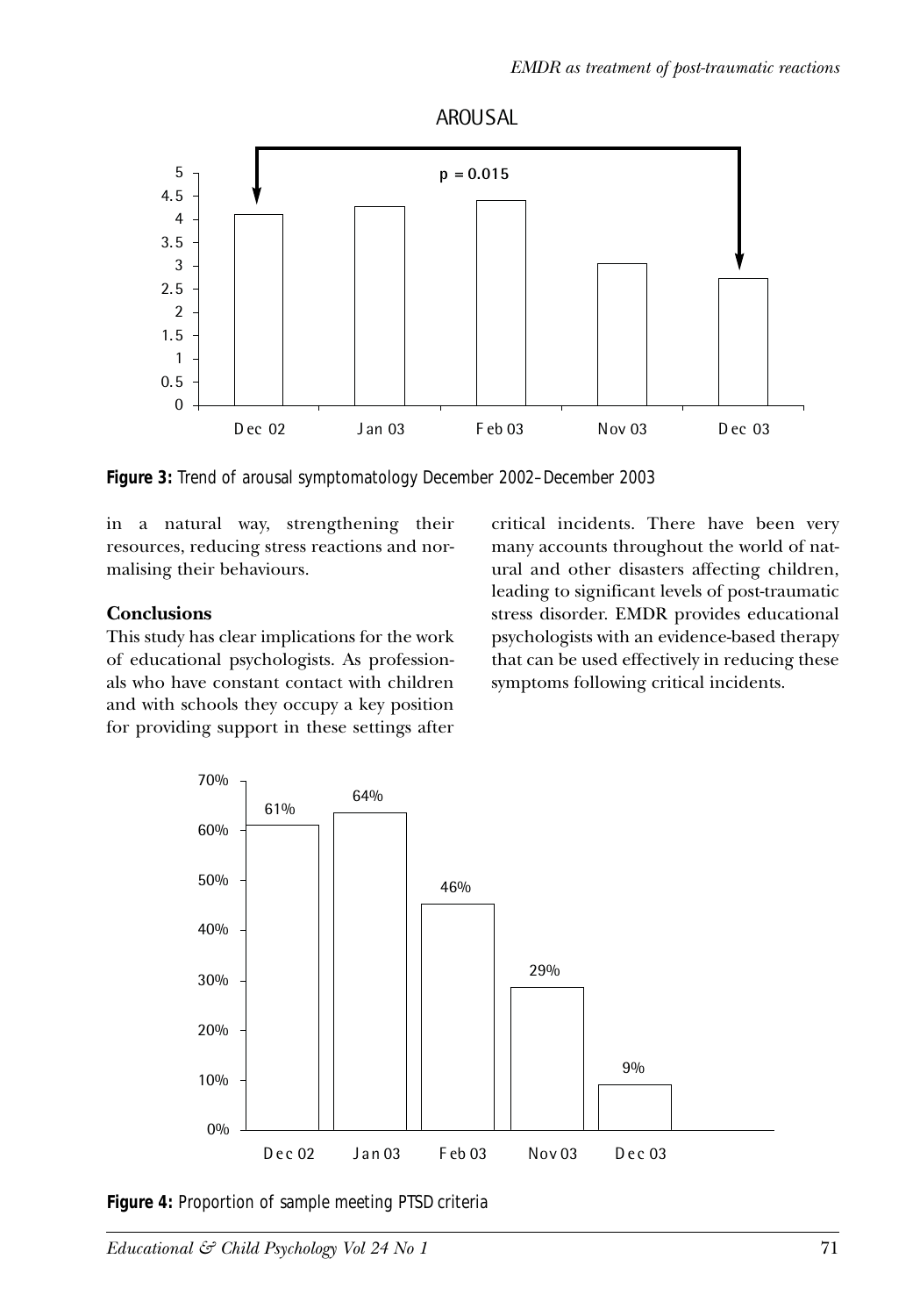AROUSAL

p = 0.015

**Figure 3:** Trend of arousal symptomatology December 2002–December 2003

in a natural way, strengthening their resources, reducing stress reactions and normalising their behaviours.

## Conclusions

This study has clear implications for the work of educational psychologists. As professionals who have constant contact with children and with schools they occupy a key position for providing support in these settings after critical incidents. There have been very many accounts throughout the world of natural and other disasters affecting children, leading to significant levels of post-traumatic stress disorder. EMDR provides educational psychologists with an evidence-based therapy that can be used effectively in reducing these symptoms following critical incidents.

| Dec 02 | Jan 03 | Feb 03 | Nov 03 | Dec 03 |
|---|---|---|---|---|
| 61% | 64% | 46% | 29% | 9% |

**Figure 4:** Proportion of sample meeting PTSD criteria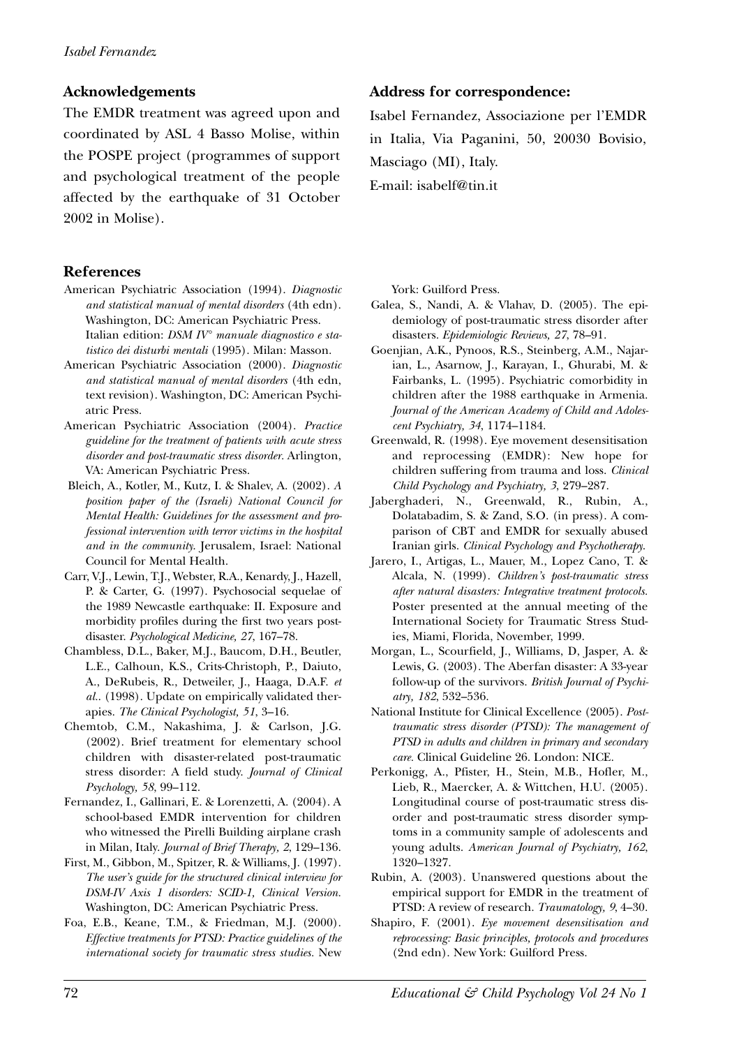## Acknowledgements

The EMDR treatment was agreed upon and coordinated by ASL 4 Basso Molise, within the POSPE project (programmes of support and psychological treatment of the people affected by the earthquake of 31 October 2002 in Molise).

## Address for correspondence:

Isabel Fernandez, Associazione per l'EMDR in Italia, Via Paganini, 50, 20030 Bovisio, Masciago (MI), Italy.

E-mail: isabelf@tin.it

## References

American Psychiatric Association (1994). *Diagnostic and statistical manual of mental disorders* (4th edn). Washington, DC: American Psychiatric Press. Italian edition: *DSM IV° manuale diagnostico e statistico dei disturbi mentali* (1995). Milan: Masson.

American Psychiatric Association (2000). *Diagnostic and statistical manual of mental disorders* (4th edn, text revision). Washington, DC: American Psychiatric Press.

American Psychiatric Association (2004). *Practice guideline for the treatment of patients with acute stress disorder and post-traumatic stress disorder.* Arlington, VA: American Psychiatric Press.

Bleich, A., Kotler, M., Kutz, I. & Shalev, A. (2002). *A position paper of the (Israeli) National Council for Mental Health: Guidelines for the assessment and professional intervention with terror victims in the hospital and in the community.* Jerusalem, Israel: National Council for Mental Health.

Carr, V.J., Lewin, T.J., Webster, R.A., Kenardy, J., Hazell, P. & Carter, G. (1997). Psychosocial sequelae of the 1989 Newcastle earthquake: II. Exposure and morbidity profiles during the first two years post-disaster. *Psychological Medicine, 27*, 167–78.

Chambless, D.L., Baker, M.J., Baucom, D.H., Beutler, L.E., Calhoun, K.S., Crits-Christoph, P., Daiuto, A., DeRubeis, R., Detweiler, J., Haaga, D.A.F. *et al.*. (1998). Update on empirically validated therapies. *The Clinical Psychologist, 51*, 3–16.

Chemtob, C.M., Nakashima, J. & Carlson, J.G. (2002). Brief treatment for elementary school children with disaster-related post-traumatic stress disorder: A field study. *Journal of Clinical Psychology, 58*, 99–112.

Fernandez, I., Gallinari, E. & Lorenzetti, A. (2004). A school-based EMDR intervention for children who witnessed the Pirelli Building airplane crash in Milan, Italy. *Journal of Brief Therapy, 2*, 129–136.

First, M., Gibbon, M., Spitzer, R. & Williams, J. (1997). *The user's guide for the structured clinical interview for DSM-IV Axis 1 disorders: SCID-1, Clinical Version.* Washington, DC: American Psychiatric Press.

Foa, E.B., Keane, T.M., & Friedman, M.J. (2000). *Effective treatments for PTSD: Practice guidelines of the international society for traumatic stress studies.* New York: Guilford Press.

Galea, S., Nandi, A. & Vlahav, D. (2005). The epidemiology of post-traumatic stress disorder after disasters. *Epidemiologic Reviews, 27*, 78–91.

Goenjian, A.K., Pynoos, R.S., Steinberg, A.M., Najarian, L., Asarnow, J., Karayan, I., Ghurabi, M. & Fairbanks, L. (1995). Psychiatric comorbidity in children after the 1988 earthquake in Armenia. *Journal of the American Academy of Child and Adolescent Psychiatry, 34*, 1174–1184.

Greenwald, R. (1998). Eye movement desensitisation and reprocessing (EMDR): New hope for children suffering from trauma and loss. *Clinical Child Psychology and Psychiatry, 3*, 279–287.

Jaberghaderi, N., Greenwald, R., Rubin, A., Dolatabadim, S. & Zand, S.O. (in press). A comparison of CBT and EMDR for sexually abused Iranian girls. *Clinical Psychology and Psychotherapy.*

Jarero, I., Artigas, L., Mauer, M., Lopez Cano, T. & Alcala, N. (1999). *Children's post-traumatic stress after natural disasters: Integrative treatment protocols.* Poster presented at the annual meeting of the International Society for Traumatic Stress Studies, Miami, Florida, November, 1999.

Morgan, L., Scourfield, J., Williams, D, Jasper, A. & Lewis, G. (2003). The Aberfan disaster: A 33-year follow-up of the survivors. *British Journal of Psychiatry, 182*, 532–536.

National Institute for Clinical Excellence (2005). *Post-traumatic stress disorder (PTSD): The management of PTSD in adults and children in primary and secondary care.* Clinical Guideline 26. London: NICE.

Perkonigg, A., Pfister, H., Stein, M.B., Hofler, M., Lieb, R., Maercker, A. & Wittchen, H.U. (2005). Longitudinal course of post-traumatic stress disorder and post-traumatic stress disorder symptoms in a community sample of adolescents and young adults. *American Journal of Psychiatry, 162*, 1320–1327.

Rubin, A. (2003). Unanswered questions about the empirical support for EMDR in the treatment of PTSD: A review of research. *Traumatology, 9*, 4–30.

Shapiro, F. (2001). *Eye movement desensitisation and reprocessing: Basic principles, protocols and procedures* (2nd edn). New York: Guilford Press.